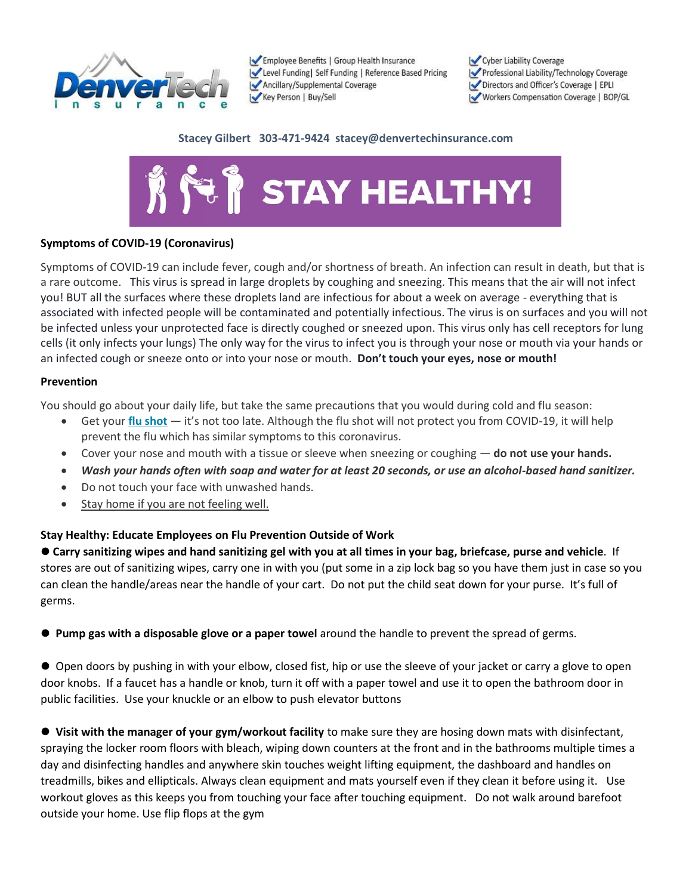DenverTech Insurance

- Employee Benefits | Group Health Insurance
- Level Funding| Self Funding | Reference Based Pricing
- Ancillary/Supplemental Coverage
- Key Person | Buy/Sell

- Cyber Liability Coverage
- Professional Liability/Technology Coverage
- Directors and Officer's Coverage | EPLI
- Workers Compensation Coverage | BOP/GL

**Stacey Gilbert 303-471-9424 stacey@denvertechinsurance.com**

# STAY HEALTHY!

**Symptoms of COVID-19 (Coronavirus)**

Symptoms of COVID-19 can include fever, cough and/or shortness of breath. An infection can result in death, but that is a rare outcome. This virus is spread in large droplets by coughing and sneezing. This means that the air will not infect you! BUT all the surfaces where these droplets land are infectious for about a week on average - everything that is associated with infected people will be contaminated and potentially infectious. The virus is on surfaces and you will not be infected unless your unprotected face is directly coughed or sneezed upon. This virus only has cell receptors for lung cells (it only infects your lungs) The only way for the virus to infect you is through your nose or mouth via your hands or an infected cough or sneeze onto or into your nose or mouth. **Don't touch your eyes, nose or mouth!**

**Prevention**

You should go about your daily life, but take the same precautions that you would during cold and flu season:

- Get your **flu shot** — it's not too late. Although the flu shot will not protect you from COVID-19, it will help prevent the flu which has similar symptoms to this coronavirus.
- Cover your nose and mouth with a tissue or sleeve when sneezing or coughing — **do not use your hands.**
- ***Wash your hands often with soap and water for at least 20 seconds, or use an alcohol-based hand sanitizer.***
- Do not touch your face with unwashed hands.
- Stay home if you are not feeling well.

**Stay Healthy: Educate Employees on Flu Prevention Outside of Work**

● **Carry sanitizing wipes and hand sanitizing gel with you at all times in your bag, briefcase, purse and vehicle**. If stores are out of sanitizing wipes, carry one in with you (put some in a zip lock bag so you have them just in case so you can clean the handle/areas near the handle of your cart. Do not put the child seat down for your purse. It's full of germs.

● **Pump gas with a disposable glove or a paper towel** around the handle to prevent the spread of germs.

● Open doors by pushing in with your elbow, closed fist, hip or use the sleeve of your jacket or carry a glove to open door knobs. If a faucet has a handle or knob, turn it off with a paper towel and use it to open the bathroom door in public facilities. Use your knuckle or an elbow to push elevator buttons

● **Visit with the manager of your gym/workout facility** to make sure they are hosing down mats with disinfectant, spraying the locker room floors with bleach, wiping down counters at the front and in the bathrooms multiple times a day and disinfecting handles and anywhere skin touches weight lifting equipment, the dashboard and handles on treadmills, bikes and ellipticals. Always clean equipment and mats yourself even if they clean it before using it. Use workout gloves as this keeps you from touching your face after touching equipment. Do not walk around barefoot outside your home. Use flip flops at the gym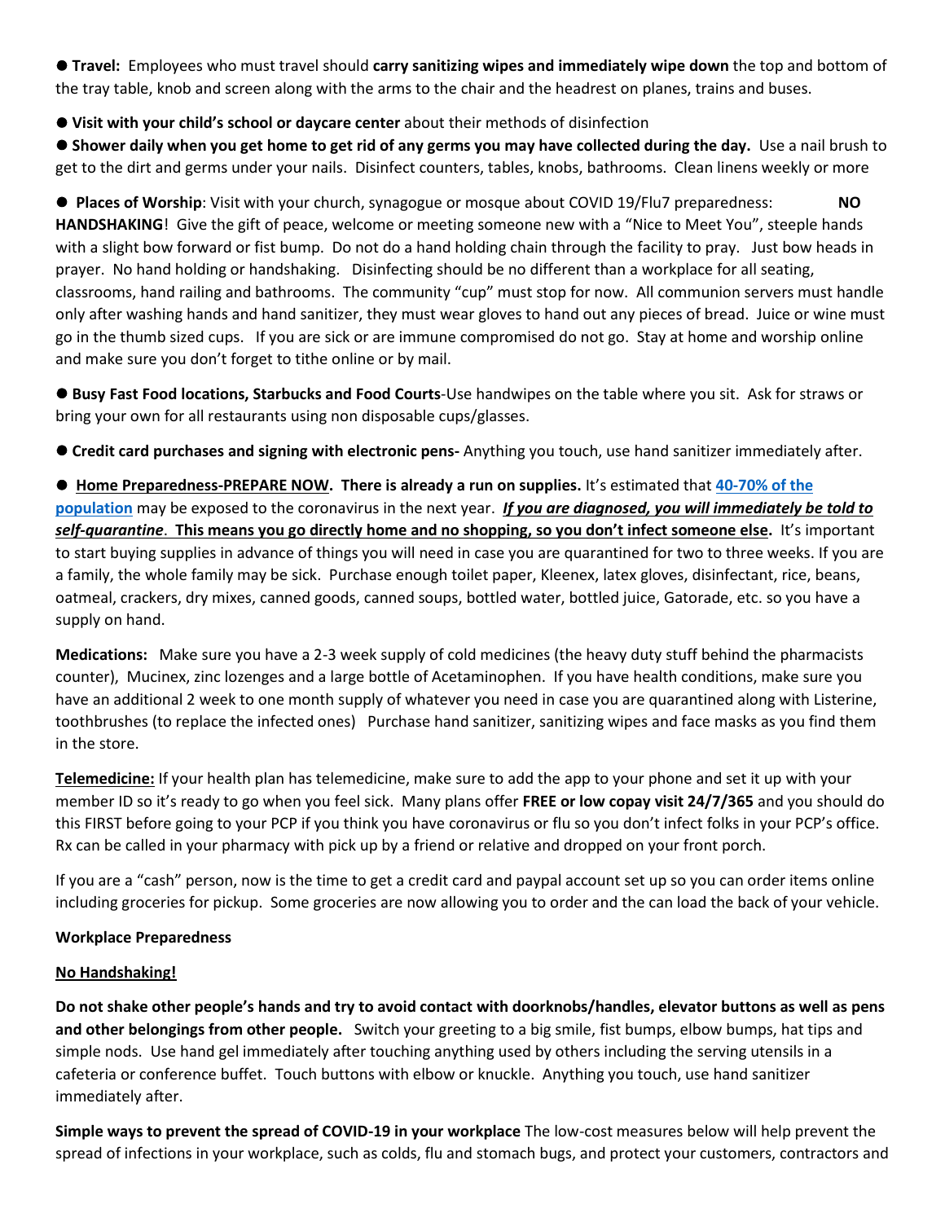- **Travel:** Employees who must travel should **carry sanitizing wipes and immediately wipe down** the top and bottom of the tray table, knob and screen along with the arms to the chair and the headrest on planes, trains and buses.
- **Visit with your child's school or daycare center** about their methods of disinfection
- **Shower daily when you get home to get rid of any germs you may have collected during the day.** Use a nail brush to get to the dirt and germs under your nails. Disinfect counters, tables, knobs, bathrooms. Clean linens weekly or more
- **Places of Worship**: Visit with your church, synagogue or mosque about COVID 19/Flu7 preparedness: **NO HANDSHAKING**! Give the gift of peace, welcome or meeting someone new with a "Nice to Meet You", steeple hands with a slight bow forward or fist bump. Do not do a hand holding chain through the facility to pray. Just bow heads in prayer. No hand holding or handshaking. Disinfecting should be no different than a workplace for all seating, classrooms, hand railing and bathrooms. The community "cup" must stop for now. All communion servers must handle only after washing hands and hand sanitizer, they must wear gloves to hand out any pieces of bread. Juice or wine must go in the thumb sized cups. If you are sick or are immune compromised do not go. Stay at home and worship online and make sure you don't forget to tithe online or by mail.
- **Busy Fast Food locations, Starbucks and Food Courts**-Use handwipes on the table where you sit. Ask for straws or bring your own for all restaurants using non disposable cups/glasses.
- **Credit card purchases and signing with electronic pens-** Anything you touch, use hand sanitizer immediately after.
- **Home Preparedness-PREPARE NOW. There is already a run on supplies.** It's estimated that **40-70% of the population** may be exposed to the coronavirus in the next year. ***If you are diagnosed, you will immediately be told to self-quarantine*. This means you go directly home and no shopping, so you don't infect someone else.** It's important to start buying supplies in advance of things you will need in case you are quarantined for two to three weeks. If you are a family, the whole family may be sick. Purchase enough toilet paper, Kleenex, latex gloves, disinfectant, rice, beans, oatmeal, crackers, dry mixes, canned goods, canned soups, bottled water, bottled juice, Gatorade, etc. so you have a supply on hand.

**Medications:** Make sure you have a 2-3 week supply of cold medicines (the heavy duty stuff behind the pharmacists counter), Mucinex, zinc lozenges and a large bottle of Acetaminophen. If you have health conditions, make sure you have an additional 2 week to one month supply of whatever you need in case you are quarantined along with Listerine, toothbrushes (to replace the infected ones) Purchase hand sanitizer, sanitizing wipes and face masks as you find them in the store.

**Telemedicine:** If your health plan has telemedicine, make sure to add the app to your phone and set it up with your member ID so it's ready to go when you feel sick. Many plans offer **FREE or low copay visit 24/7/365** and you should do this FIRST before going to your PCP if you think you have coronavirus or flu so you don't infect folks in your PCP's office. Rx can be called in your pharmacy with pick up by a friend or relative and dropped on your front porch.

If you are a "cash" person, now is the time to get a credit card and paypal account set up so you can order items online including groceries for pickup. Some groceries are now allowing you to order and the can load the back of your vehicle.

**Workplace Preparedness**

**No Handshaking!**

**Do not shake other people's hands and try to avoid contact with doorknobs/handles, elevator buttons as well as pens and other belongings from other people.** Switch your greeting to a big smile, fist bumps, elbow bumps, hat tips and simple nods. Use hand gel immediately after touching anything used by others including the serving utensils in a cafeteria or conference buffet. Touch buttons with elbow or knuckle. Anything you touch, use hand sanitizer immediately after.

**Simple ways to prevent the spread of COVID-19 in your workplace** The low-cost measures below will help prevent the spread of infections in your workplace, such as colds, flu and stomach bugs, and protect your customers, contractors and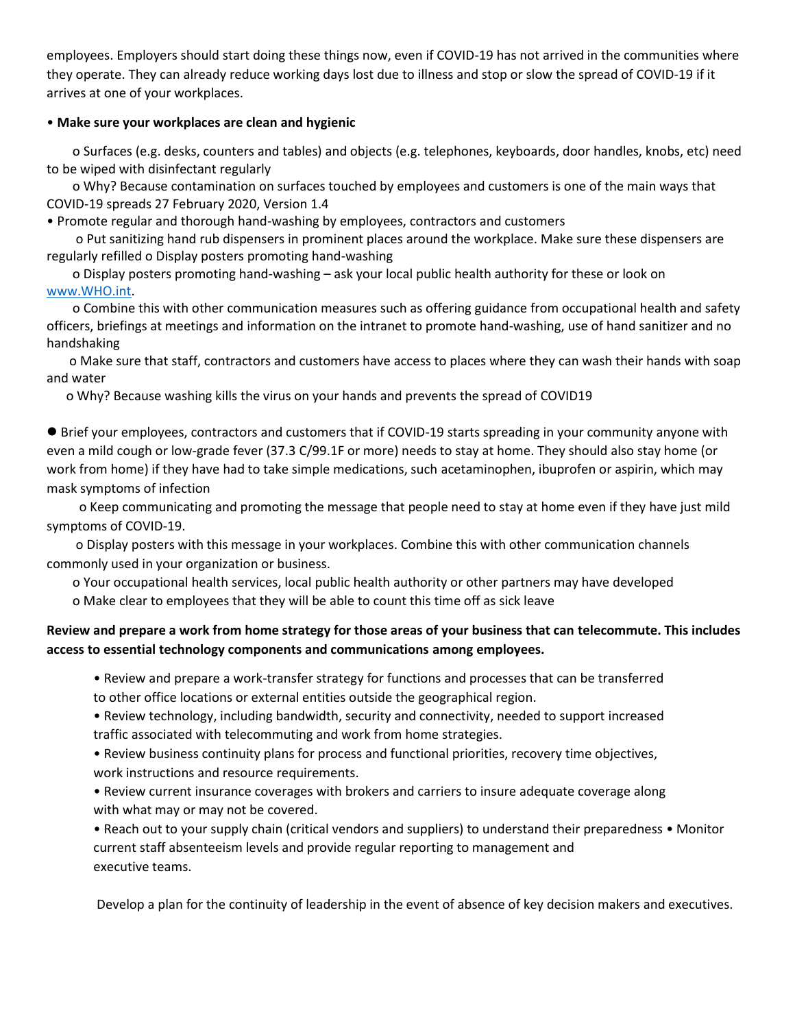employees. Employers should start doing these things now, even if COVID-19 has not arrived in the communities where they operate. They can already reduce working days lost due to illness and stop or slow the spread of COVID-19 if it arrives at one of your workplaces.

- **Make sure your workplaces are clean and hygienic**
    - o Surfaces (e.g. desks, counters and tables) and objects (e.g. telephones, keyboards, door handles, knobs, etc) need to be wiped with disinfectant regularly
    - o Why? Because contamination on surfaces touched by employees and customers is one of the main ways that COVID-19 spreads 27 February 2020, Version 1.4
- Promote regular and thorough hand-washing by employees, contractors and customers
    - o Put sanitizing hand rub dispensers in prominent places around the workplace. Make sure these dispensers are regularly refilled o Display posters promoting hand-washing
    - o Display posters promoting hand-washing – ask your local public health authority for these or look on www.WHO.int.
    - o Combine this with other communication measures such as offering guidance from occupational health and safety officers, briefings at meetings and information on the intranet to promote hand-washing, use of hand sanitizer and no handshaking
    - o Make sure that staff, contractors and customers have access to places where they can wash their hands with soap and water
    - o Why? Because washing kills the virus on your hands and prevents the spread of COVID19

- Brief your employees, contractors and customers that if COVID-19 starts spreading in your community anyone with even a mild cough or low-grade fever (37.3 C/99.1F or more) needs to stay at home. They should also stay home (or work from home) if they have had to take simple medications, such acetaminophen, ibuprofen or aspirin, which may mask symptoms of infection
    - o Keep communicating and promoting the message that people need to stay at home even if they have just mild symptoms of COVID-19.
    - o Display posters with this message in your workplaces. Combine this with other communication channels commonly used in your organization or business.
    - o Your occupational health services, local public health authority or other partners may have developed
    - o Make clear to employees that they will be able to count this time off as sick leave

**Review and prepare a work from home strategy for those areas of your business that can telecommute. This includes access to essential technology components and communications among employees.**

- Review and prepare a work-transfer strategy for functions and processes that can be transferred to other office locations or external entities outside the geographical region.
- Review technology, including bandwidth, security and connectivity, needed to support increased traffic associated with telecommuting and work from home strategies.
- Review business continuity plans for process and functional priorities, recovery time objectives, work instructions and resource requirements.
- Review current insurance coverages with brokers and carriers to insure adequate coverage along with what may or may not be covered.
- Reach out to your supply chain (critical vendors and suppliers) to understand their preparedness • Monitor current staff absenteeism levels and provide regular reporting to management and executive teams.

Develop a plan for the continuity of leadership in the event of absence of key decision makers and executives.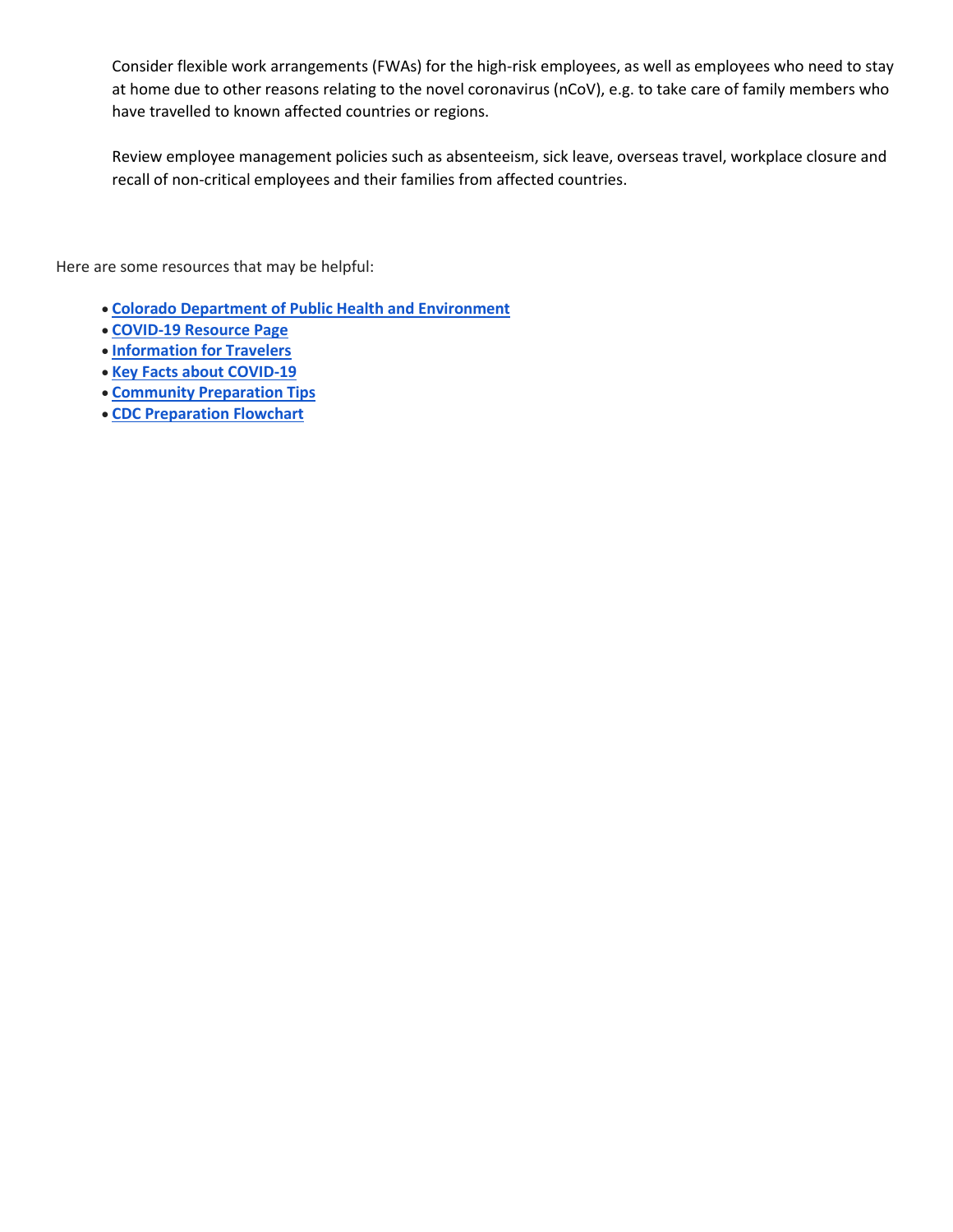Consider flexible work arrangements (FWAs) for the high-risk employees, as well as employees who need to stay at home due to other reasons relating to the novel coronavirus (nCoV), e.g. to take care of family members who have travelled to known affected countries or regions.

Review employee management policies such as absenteeism, sick leave, overseas travel, workplace closure and recall of non-critical employees and their families from affected countries.

Here are some resources that may be helpful:

- **Colorado Department of Public Health and Environment**
- **COVID-19 Resource Page**
- **Information for Travelers**
- **Key Facts about COVID-19**
- **Community Preparation Tips**
- **CDC Preparation Flowchart**